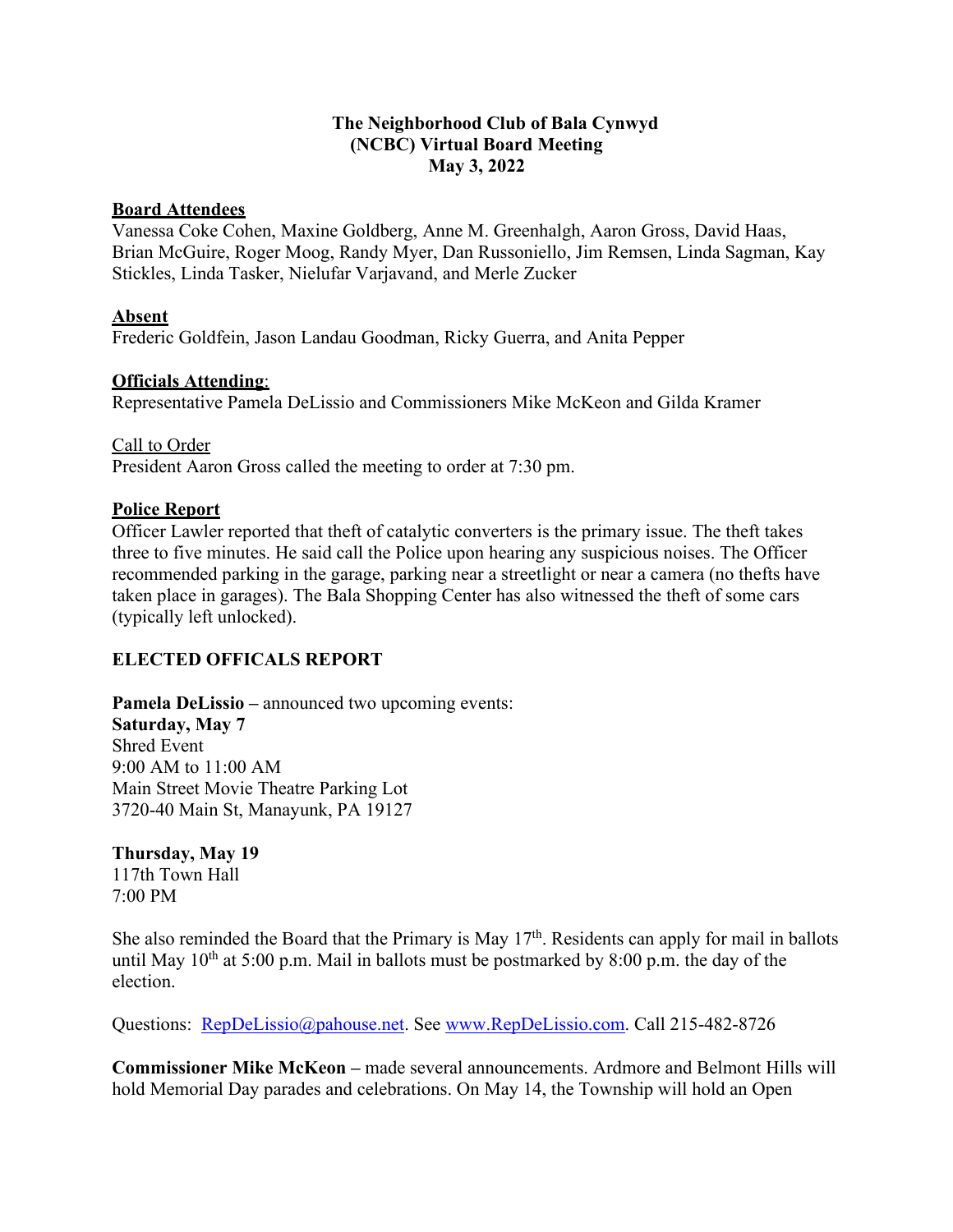**The Neighborhood Club of Bala Cynwyd**
**(NCBC) Virtual Board Meeting**
**May 3, 2022**

**Board Attendees**
Vanessa Coke Cohen, Maxine Goldberg, Anne M. Greenhalgh, Aaron Gross, David Haas, Brian McGuire, Roger Moog, Randy Myer, Dan Russoniello, Jim Remsen, Linda Sagman, Kay Stickles, Linda Tasker, Nielufar Varjavand, and Merle Zucker

**Absent**
Frederic Goldfein, Jason Landau Goodman, Ricky Guerra, and Anita Pepper

**Officials Attending**:
Representative Pamela DeLissio and Commissioners Mike McKeon and Gilda Kramer

Call to Order
President Aaron Gross called the meeting to order at 7:30 pm.

**Police Report**
Officer Lawler reported that theft of catalytic converters is the primary issue. The theft takes three to five minutes. He said call the Police upon hearing any suspicious noises. The Officer recommended parking in the garage, parking near a streetlight or near a camera (no thefts have taken place in garages). The Bala Shopping Center has also witnessed the theft of some cars (typically left unlocked).

**ELECTED OFFICALS REPORT**

**Pamela DeLissio –** announced two upcoming events:
**Saturday, May 7**
Shred Event
9:00 AM to 11:00 AM
Main Street Movie Theatre Parking Lot
3720-40 Main St, Manayunk, PA 19127

**Thursday, May 19**
117th Town Hall
7:00 PM

She also reminded the Board that the Primary is May 17th. Residents can apply for mail in ballots until May 10th at 5:00 p.m. Mail in ballots must be postmarked by 8:00 p.m. the day of the election.

Questions: RepDeLissio@pahouse.net. See www.RepDeLissio.com. Call 215-482-8726

**Commissioner Mike McKeon –** made several announcements. Ardmore and Belmont Hills will hold Memorial Day parades and celebrations. On May 14, the Township will hold an Open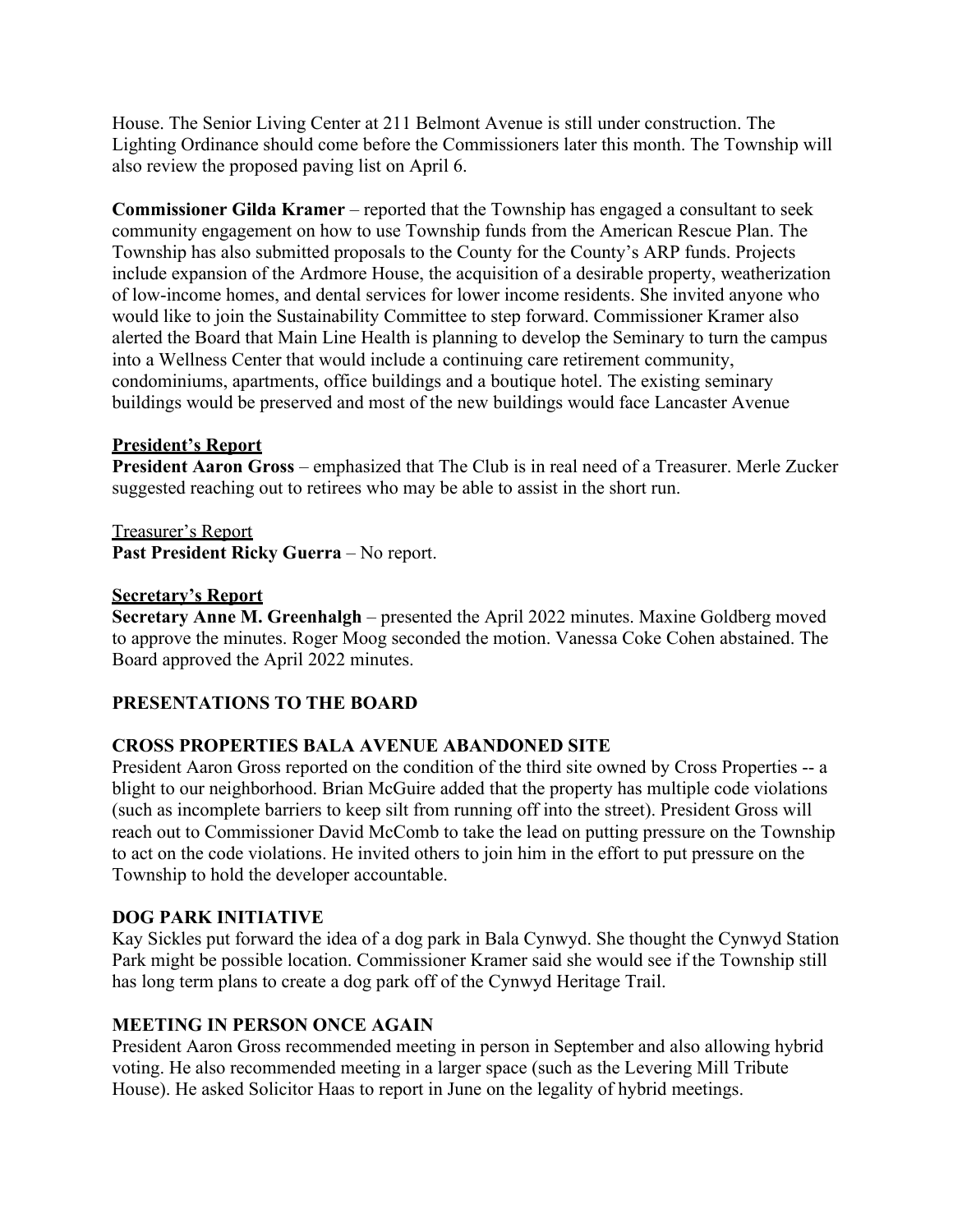House. The Senior Living Center at 211 Belmont Avenue is still under construction. The Lighting Ordinance should come before the Commissioners later this month. The Township will also review the proposed paving list on April 6.

**Commissioner Gilda Kramer** – reported that the Township has engaged a consultant to seek community engagement on how to use Township funds from the American Rescue Plan. The Township has also submitted proposals to the County for the County's ARP funds. Projects include expansion of the Ardmore House, the acquisition of a desirable property, weatherization of low-income homes, and dental services for lower income residents. She invited anyone who would like to join the Sustainability Committee to step forward. Commissioner Kramer also alerted the Board that Main Line Health is planning to develop the Seminary to turn the campus into a Wellness Center that would include a continuing care retirement community, condominiums, apartments, office buildings and a boutique hotel. The existing seminary buildings would be preserved and most of the new buildings would face Lancaster Avenue

**President's Report**

**President Aaron Gross** – emphasized that The Club is in real need of a Treasurer. Merle Zucker suggested reaching out to retirees who may be able to assist in the short run.

Treasurer's Report

**Past President Ricky Guerra** – No report.

**Secretary's Report**

**Secretary Anne M. Greenhalgh** – presented the April 2022 minutes. Maxine Goldberg moved to approve the minutes. Roger Moog seconded the motion. Vanessa Coke Cohen abstained. The Board approved the April 2022 minutes.

## PRESENTATIONS TO THE BOARD

### CROSS PROPERTIES BALA AVENUE ABANDONED SITE

President Aaron Gross reported on the condition of the third site owned by Cross Properties -- a blight to our neighborhood. Brian McGuire added that the property has multiple code violations (such as incomplete barriers to keep silt from running off into the street). President Gross will reach out to Commissioner David McComb to take the lead on putting pressure on the Township to act on the code violations. He invited others to join him in the effort to put pressure on the Township to hold the developer accountable.

### DOG PARK INITIATIVE

Kay Sickles put forward the idea of a dog park in Bala Cynwyd. She thought the Cynwyd Station Park might be possible location. Commissioner Kramer said she would see if the Township still has long term plans to create a dog park off of the Cynwyd Heritage Trail.

### MEETING IN PERSON ONCE AGAIN

President Aaron Gross recommended meeting in person in September and also allowing hybrid voting. He also recommended meeting in a larger space (such as the Levering Mill Tribute House). He asked Solicitor Haas to report in June on the legality of hybrid meetings.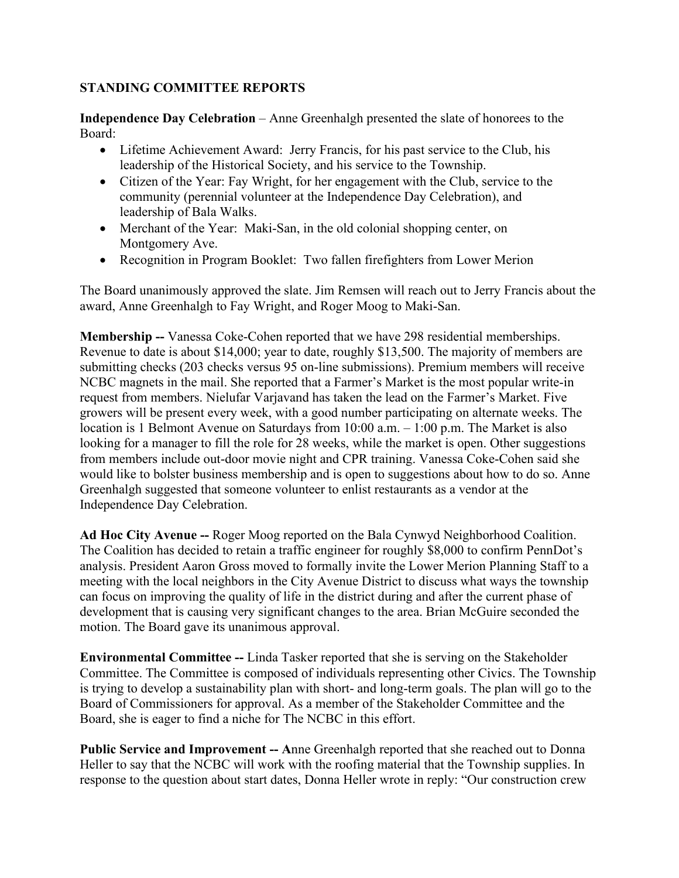## STANDING COMMITTEE REPORTS

**Independence Day Celebration** – Anne Greenhalgh presented the slate of honorees to the Board:

- Lifetime Achievement Award: Jerry Francis, for his past service to the Club, his leadership of the Historical Society, and his service to the Township.
- Citizen of the Year: Fay Wright, for her engagement with the Club, service to the community (perennial volunteer at the Independence Day Celebration), and leadership of Bala Walks.
- Merchant of the Year: Maki-San, in the old colonial shopping center, on Montgomery Ave.
- Recognition in Program Booklet: Two fallen firefighters from Lower Merion

The Board unanimously approved the slate. Jim Remsen will reach out to Jerry Francis about the award, Anne Greenhalgh to Fay Wright, and Roger Moog to Maki-San.

**Membership --** Vanessa Coke-Cohen reported that we have 298 residential memberships. Revenue to date is about $14,000; year to date, roughly $13,500. The majority of members are submitting checks (203 checks versus 95 on-line submissions). Premium members will receive NCBC magnets in the mail. She reported that a Farmer's Market is the most popular write-in request from members. Nielufar Varjavand has taken the lead on the Farmer's Market. Five growers will be present every week, with a good number participating on alternate weeks. The location is 1 Belmont Avenue on Saturdays from 10:00 a.m. – 1:00 p.m. The Market is also looking for a manager to fill the role for 28 weeks, while the market is open. Other suggestions from members include out-door movie night and CPR training. Vanessa Coke-Cohen said she would like to bolster business membership and is open to suggestions about how to do so. Anne Greenhalgh suggested that someone volunteer to enlist restaurants as a vendor at the Independence Day Celebration.

**Ad Hoc City Avenue --** Roger Moog reported on the Bala Cynwyd Neighborhood Coalition. The Coalition has decided to retain a traffic engineer for roughly $8,000 to confirm PennDot's analysis. President Aaron Gross moved to formally invite the Lower Merion Planning Staff to a meeting with the local neighbors in the City Avenue District to discuss what ways the township can focus on improving the quality of life in the district during and after the current phase of development that is causing very significant changes to the area. Brian McGuire seconded the motion. The Board gave its unanimous approval.

**Environmental Committee --** Linda Tasker reported that she is serving on the Stakeholder Committee. The Committee is composed of individuals representing other Civics. The Township is trying to develop a sustainability plan with short- and long-term goals. The plan will go to the Board of Commissioners for approval. As a member of the Stakeholder Committee and the Board, she is eager to find a niche for The NCBC in this effort.

**Public Service and Improvement -- A**nne Greenhalgh reported that she reached out to Donna Heller to say that the NCBC will work with the roofing material that the Township supplies. In response to the question about start dates, Donna Heller wrote in reply: "Our construction crew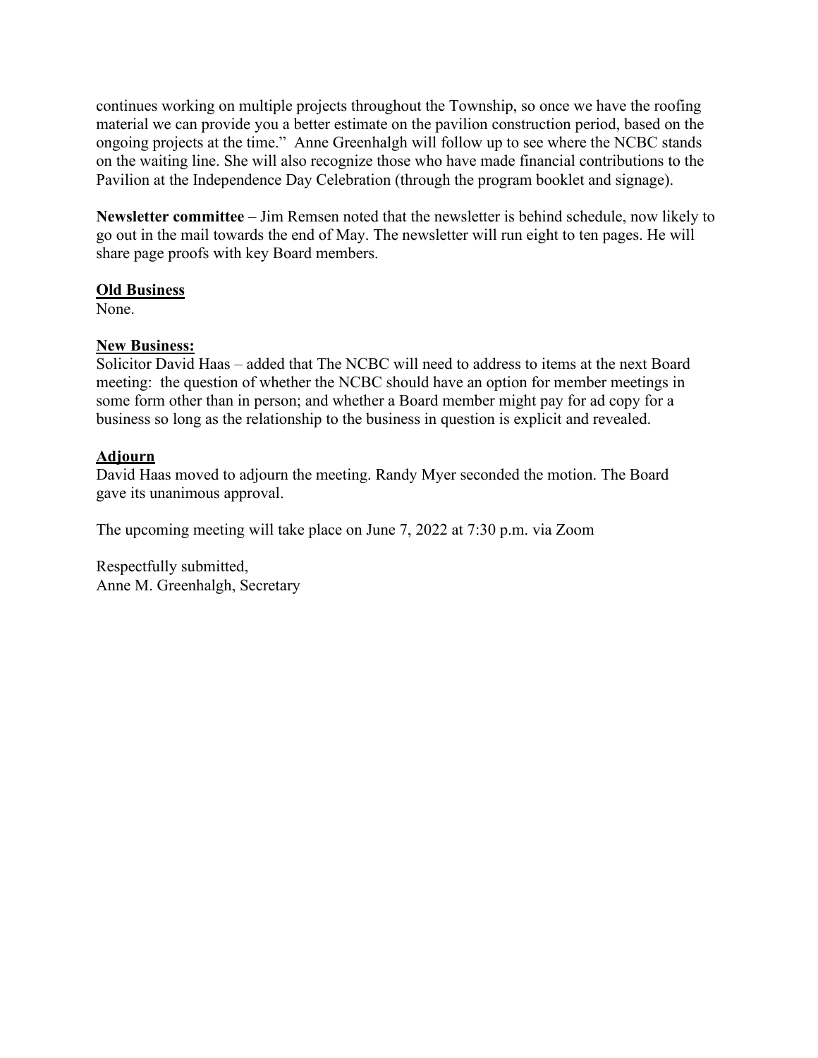continues working on multiple projects throughout the Township, so once we have the roofing material we can provide you a better estimate on the pavilion construction period, based on the ongoing projects at the time." Anne Greenhalgh will follow up to see where the NCBC stands on the waiting line. She will also recognize those who have made financial contributions to the Pavilion at the Independence Day Celebration (through the program booklet and signage).

**Newsletter committee** – Jim Remsen noted that the newsletter is behind schedule, now likely to go out in the mail towards the end of May. The newsletter will run eight to ten pages. He will share page proofs with key Board members.

**Old Business**

None.

**New Business:**

Solicitor David Haas – added that The NCBC will need to address to items at the next Board meeting: the question of whether the NCBC should have an option for member meetings in some form other than in person; and whether a Board member might pay for ad copy for a business so long as the relationship to the business in question is explicit and revealed.

**Adjourn**

David Haas moved to adjourn the meeting. Randy Myer seconded the motion. The Board gave its unanimous approval.

The upcoming meeting will take place on June 7, 2022 at 7:30 p.m. via Zoom

Respectfully submitted,
Anne M. Greenhalgh, Secretary